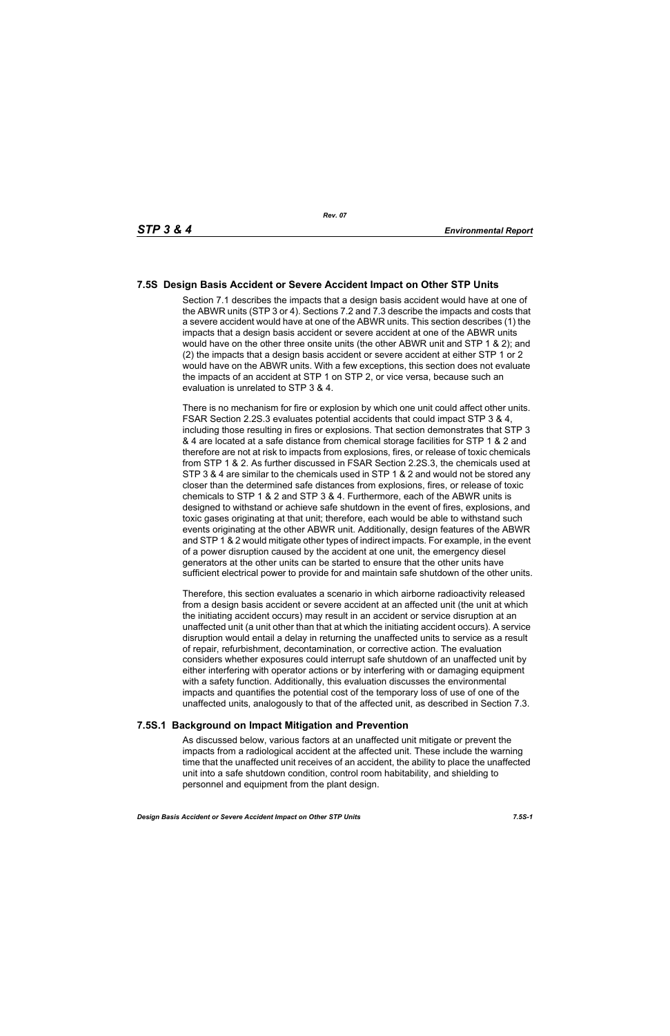## 7.5S Design Basis Accident or Severe Accident Impact on Other STP Units

Section 7.1 describes the impacts that a design basis accident would have at one of the ABWR units (STP 3 or 4). Sections 7.2 and 7.3 describe the impacts and costs that a severe accident would have at one of the ABWR units. This section describes (1) the impacts that a design basis accident or severe accident at one of the ABWR units would have on the other three onsite units (the other ABWR unit and STP 1 & 2); and (2) the impacts that a design basis accident or severe accident at either STP 1 or 2 would have on the ABWR units. With a few exceptions, this section does not evaluate the impacts of an accident at STP 1 on STP 2, or vice versa, because such an evaluation is unrelated to STP 3 & 4.

There is no mechanism for fire or explosion by which one unit could affect other units. FSAR Section 2.2S.3 evaluates potential accidents that could impact STP 3 & 4, including those resulting in fires or explosions. That section demonstrates that STP 3 & 4 are located at a safe distance from chemical storage facilities for STP 1 & 2 and therefore are not at risk to impacts from explosions, fires, or release of toxic chemicals from STP 1 & 2. As further discussed in FSAR Section 2.2S.3, the chemicals used at STP 3 & 4 are similar to the chemicals used in STP 1 & 2 and would not be stored any closer than the determined safe distances from explosions, fires, or release of toxic chemicals to STP 1 & 2 and STP 3 & 4. Furthermore, each of the ABWR units is designed to withstand or achieve safe shutdown in the event of fires, explosions, and toxic gases originating at that unit; therefore, each would be able to withstand such events originating at the other ABWR unit. Additionally, design features of the ABWR and STP 1 & 2 would mitigate other types of indirect impacts. For example, in the event of a power disruption caused by the accident at one unit, the emergency diesel generators at the other units can be started to ensure that the other units have sufficient electrical power to provide for and maintain safe shutdown of the other units.

Therefore, this section evaluates a scenario in which airborne radioactivity released from a design basis accident or severe accident at an affected unit (the unit at which the initiating accident occurs) may result in an accident or service disruption at an unaffected unit (a unit other than that at which the initiating accident occurs). A service disruption would entail a delay in returning the unaffected units to service as a result of repair, refurbishment, decontamination, or corrective action. The evaluation considers whether exposures could interrupt safe shutdown of an unaffected unit by either interfering with operator actions or by interfering with or damaging equipment with a safety function. Additionally, this evaluation discusses the environmental impacts and quantifies the potential cost of the temporary loss of use of one of the unaffected units, analogously to that of the affected unit, as described in Section 7.3.

### 7.5S.1 Background on Impact Mitigation and Prevention

As discussed below, various factors at an unaffected unit mitigate or prevent the impacts from a radiological accident at the affected unit. These include the warning time that the unaffected unit receives of an accident, the ability to place the unaffected unit into a safe shutdown condition, control room habitability, and shielding to personnel and equipment from the plant design.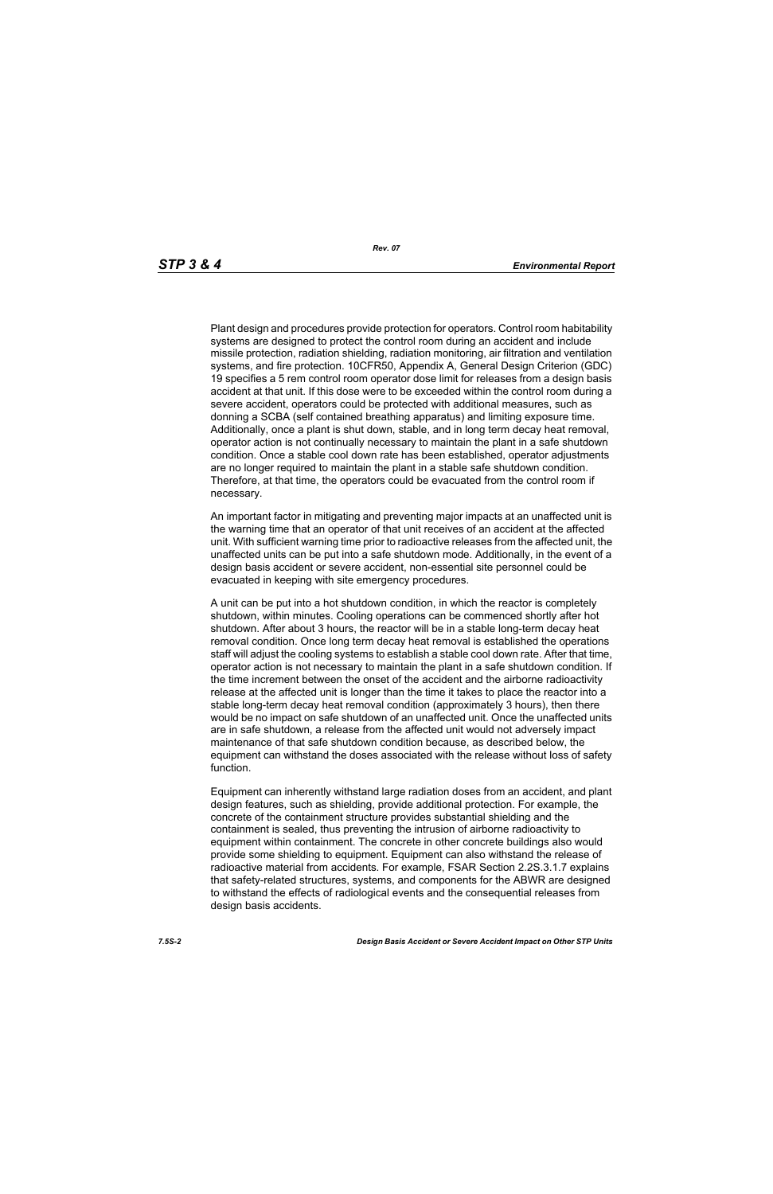Plant design and procedures provide protection for operators. Control room habitability systems are designed to protect the control room during an accident and include missile protection, radiation shielding, radiation monitoring, air filtration and ventilation systems, and fire protection. 10CFR50, Appendix A, General Design Criterion (GDC) 19 specifies a 5 rem control room operator dose limit for releases from a design basis accident at that unit. If this dose were to be exceeded within the control room during a severe accident, operators could be protected with additional measures, such as donning a SCBA (self contained breathing apparatus) and limiting exposure time. Additionally, once a plant is shut down, stable, and in long term decay heat removal, operator action is not continually necessary to maintain the plant in a safe shutdown condition. Once a stable cool down rate has been established, operator adjustments are no longer required to maintain the plant in a stable safe shutdown condition. Therefore, at that time, the operators could be evacuated from the control room if necessary.

An important factor in mitigating and preventing major impacts at an unaffected unit is the warning time that an operator of that unit receives of an accident at the affected unit. With sufficient warning time prior to radioactive releases from the affected unit, the unaffected units can be put into a safe shutdown mode. Additionally, in the event of a design basis accident or severe accident, non-essential site personnel could be evacuated in keeping with site emergency procedures.

A unit can be put into a hot shutdown condition, in which the reactor is completely shutdown, within minutes. Cooling operations can be commenced shortly after hot shutdown. After about 3 hours, the reactor will be in a stable long-term decay heat removal condition. Once long term decay heat removal is established the operations staff will adjust the cooling systems to establish a stable cool down rate. After that time, operator action is not necessary to maintain the plant in a safe shutdown condition. If the time increment between the onset of the accident and the airborne radioactivity release at the affected unit is longer than the time it takes to place the reactor into a stable long-term decay heat removal condition (approximately 3 hours), then there would be no impact on safe shutdown of an unaffected unit. Once the unaffected units are in safe shutdown, a release from the affected unit would not adversely impact maintenance of that safe shutdown condition because, as described below, the equipment can withstand the doses associated with the release without loss of safety function.

Equipment can inherently withstand large radiation doses from an accident, and plant design features, such as shielding, provide additional protection. For example, the concrete of the containment structure provides substantial shielding and the containment is sealed, thus preventing the intrusion of airborne radioactivity to equipment within containment. The concrete in other concrete buildings also would provide some shielding to equipment. Equipment can also withstand the release of radioactive material from accidents. For example, FSAR Section 2.2S.3.1.7 explains that safety-related structures, systems, and components for the ABWR are designed to withstand the effects of radiological events and the consequential releases from design basis accidents.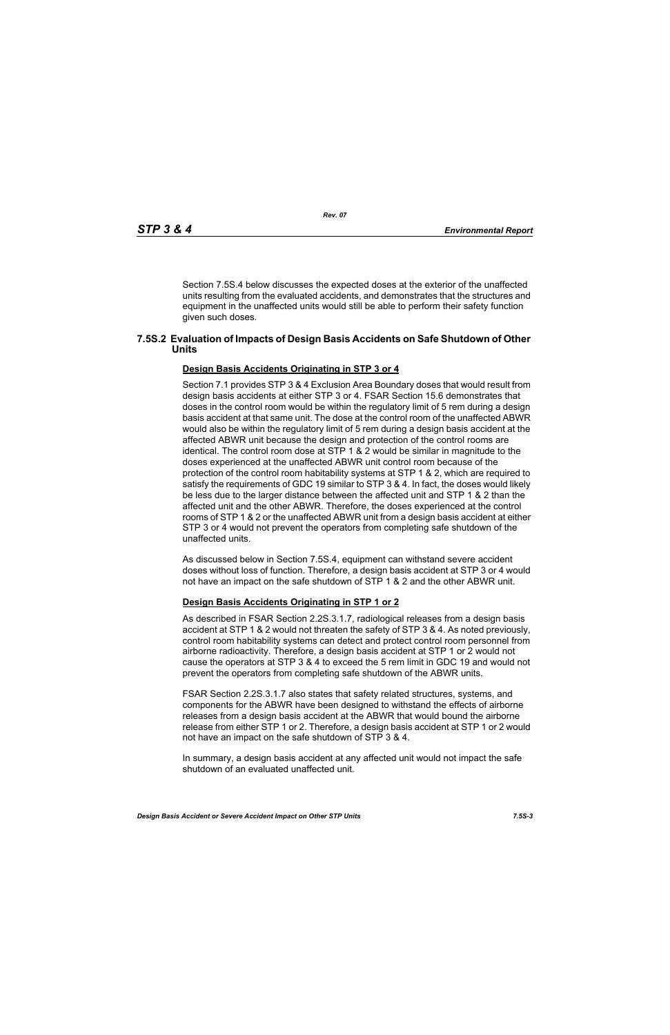Section 7.5S.4 below discusses the expected doses at the exterior of the unaffected units resulting from the evaluated accidents, and demonstrates that the structures and equipment in the unaffected units would still be able to perform their safety function given such doses.

## 7.5S.2 Evaluation of Impacts of Design Basis Accidents on Safe Shutdown of Other Units

**Design Basis Accidents Originating in STP 3 or 4**

Section 7.1 provides STP 3 & 4 Exclusion Area Boundary doses that would result from design basis accidents at either STP 3 or 4. FSAR Section 15.6 demonstrates that doses in the control room would be within the regulatory limit of 5 rem during a design basis accident at that same unit. The dose at the control room of the unaffected ABWR would also be within the regulatory limit of 5 rem during a design basis accident at the affected ABWR unit because the design and protection of the control rooms are identical. The control room dose at STP 1 & 2 would be similar in magnitude to the doses experienced at the unaffected ABWR unit control room because of the protection of the control room habitability systems at STP 1 & 2, which are required to satisfy the requirements of GDC 19 similar to STP 3 & 4. In fact, the doses would likely be less due to the larger distance between the affected unit and STP 1 & 2 than the affected unit and the other ABWR. Therefore, the doses experienced at the control rooms of STP 1 & 2 or the unaffected ABWR unit from a design basis accident at either STP 3 or 4 would not prevent the operators from completing safe shutdown of the unaffected units.

As discussed below in Section 7.5S.4, equipment can withstand severe accident doses without loss of function. Therefore, a design basis accident at STP 3 or 4 would not have an impact on the safe shutdown of STP 1 & 2 and the other ABWR unit.

**Design Basis Accidents Originating in STP 1 or 2**

As described in FSAR Section 2.2S.3.1.7, radiological releases from a design basis accident at STP 1 & 2 would not threaten the safety of STP 3 & 4. As noted previously, control room habitability systems can detect and protect control room personnel from airborne radioactivity. Therefore, a design basis accident at STP 1 or 2 would not cause the operators at STP 3 & 4 to exceed the 5 rem limit in GDC 19 and would not prevent the operators from completing safe shutdown of the ABWR units.

FSAR Section 2.2S.3.1.7 also states that safety related structures, systems, and components for the ABWR have been designed to withstand the effects of airborne releases from a design basis accident at the ABWR that would bound the airborne release from either STP 1 or 2. Therefore, a design basis accident at STP 1 or 2 would not have an impact on the safe shutdown of STP 3 & 4.

In summary, a design basis accident at any affected unit would not impact the safe shutdown of an evaluated unaffected unit.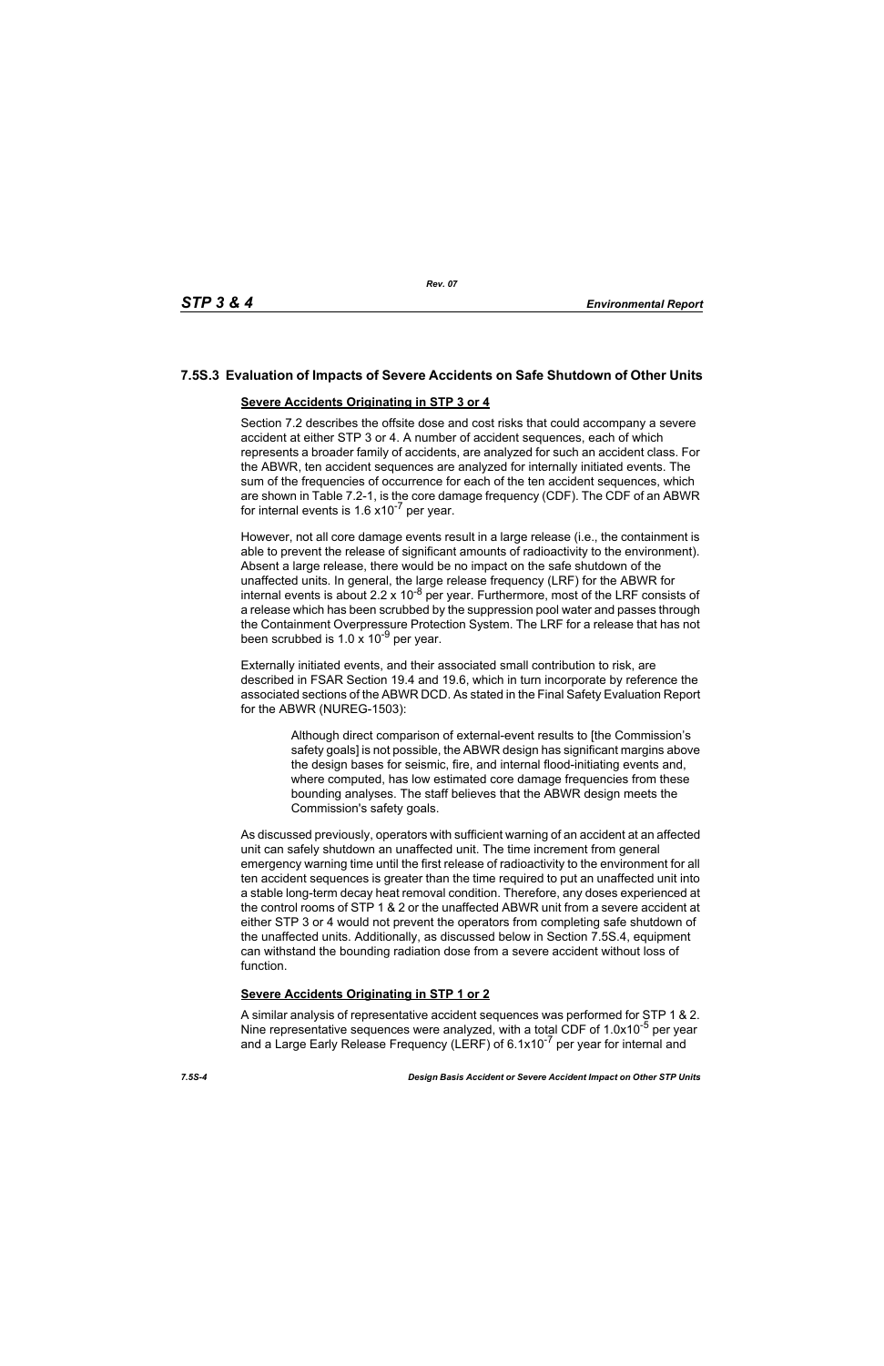## 7.5S.3 Evaluation of Impacts of Severe Accidents on Safe Shutdown of Other Units

**Severe Accidents Originating in STP 3 or 4**

Section 7.2 describes the offsite dose and cost risks that could accompany a severe accident at either STP 3 or 4. A number of accident sequences, each of which represents a broader family of accidents, are analyzed for such an accident class. For the ABWR, ten accident sequences are analyzed for internally initiated events. The sum of the frequencies of occurrence for each of the ten accident sequences, which are shown in Table 7.2-1, is the core damage frequency (CDF). The CDF of an ABWR for internal events is $1.6 \times 10^{-7}$ per year.

However, not all core damage events result in a large release (i.e., the containment is able to prevent the release of significant amounts of radioactivity to the environment). Absent a large release, there would be no impact on the safe shutdown of the unaffected units. In general, the large release frequency (LRF) for the ABWR for internal events is about $2.2 \times 10^{-8}$ per year. Furthermore, most of the LRF consists of a release which has been scrubbed by the suppression pool water and passes through the Containment Overpressure Protection System. The LRF for a release that has not been scrubbed is $1.0 \times 10^{-9}$ per year.

Externally initiated events, and their associated small contribution to risk, are described in FSAR Section 19.4 and 19.6, which in turn incorporate by reference the associated sections of the ABWR DCD. As stated in the Final Safety Evaluation Report for the ABWR (NUREG-1503):

> Although direct comparison of external-event results to [the Commission's safety goals] is not possible, the ABWR design has significant margins above the design bases for seismic, fire, and internal flood-initiating events and, where computed, has low estimated core damage frequencies from these bounding analyses. The staff believes that the ABWR design meets the Commission's safety goals.

As discussed previously, operators with sufficient warning of an accident at an affected unit can safely shutdown an unaffected unit. The time increment from general emergency warning time until the first release of radioactivity to the environment for all ten accident sequences is greater than the time required to put an unaffected unit into a stable long-term decay heat removal condition. Therefore, any doses experienced at the control rooms of STP 1 & 2 or the unaffected ABWR unit from a severe accident at either STP 3 or 4 would not prevent the operators from completing safe shutdown of the unaffected units. Additionally, as discussed below in Section 7.5S.4, equipment can withstand the bounding radiation dose from a severe accident without loss of function.

**Severe Accidents Originating in STP 1 or 2**

A similar analysis of representative accident sequences was performed for STP 1 & 2. Nine representative sequences were analyzed, with a total CDF of $1.0 \times 10^{-5}$ per year and a Large Early Release Frequency (LERF) of $6.1 \times 10^{-7}$ per year for internal and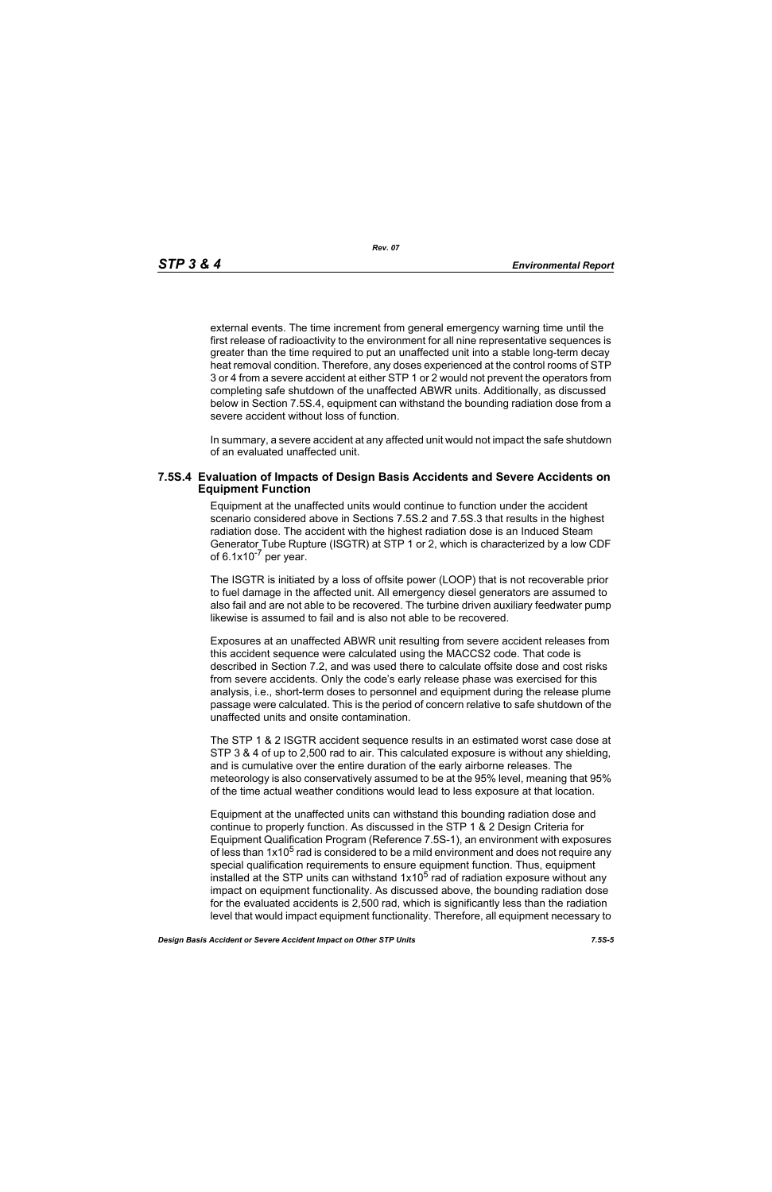external events. The time increment from general emergency warning time until the first release of radioactivity to the environment for all nine representative sequences is greater than the time required to put an unaffected unit into a stable long-term decay heat removal condition. Therefore, any doses experienced at the control rooms of STP 3 or 4 from a severe accident at either STP 1 or 2 would not prevent the operators from completing safe shutdown of the unaffected ABWR units. Additionally, as discussed below in Section 7.5S.4, equipment can withstand the bounding radiation dose from a severe accident without loss of function.

In summary, a severe accident at any affected unit would not impact the safe shutdown of an evaluated unaffected unit.

### 7.5S.4 Evaluation of Impacts of Design Basis Accidents and Severe Accidents on Equipment Function

Equipment at the unaffected units would continue to function under the accident scenario considered above in Sections 7.5S.2 and 7.5S.3 that results in the highest radiation dose. The accident with the highest radiation dose is an Induced Steam Generator Tube Rupture (ISGTR) at STP 1 or 2, which is characterized by a low CDF of $6.1 \times 10^{-7}$ per year.

The ISGTR is initiated by a loss of offsite power (LOOP) that is not recoverable prior to fuel damage in the affected unit. All emergency diesel generators are assumed to also fail and are not able to be recovered. The turbine driven auxiliary feedwater pump likewise is assumed to fail and is also not able to be recovered.

Exposures at an unaffected ABWR unit resulting from severe accident releases from this accident sequence were calculated using the MACCS2 code. That code is described in Section 7.2, and was used there to calculate offsite dose and cost risks from severe accidents. Only the code's early release phase was exercised for this analysis, i.e., short-term doses to personnel and equipment during the release plume passage were calculated. This is the period of concern relative to safe shutdown of the unaffected units and onsite contamination.

The STP 1 & 2 ISGTR accident sequence results in an estimated worst case dose at STP 3 & 4 of up to 2,500 rad to air. This calculated exposure is without any shielding, and is cumulative over the entire duration of the early airborne releases. The meteorology is also conservatively assumed to be at the 95% level, meaning that 95% of the time actual weather conditions would lead to less exposure at that location.

Equipment at the unaffected units can withstand this bounding radiation dose and continue to properly function. As discussed in the STP 1 & 2 Design Criteria for Equipment Qualification Program (Reference 7.5S-1), an environment with exposures of less than $1 \times 10^5$ rad is considered to be a mild environment and does not require any special qualification requirements to ensure equipment function. Thus, equipment installed at the STP units can withstand $1 \times 10^5$ rad of radiation exposure without any impact on equipment functionality. As discussed above, the bounding radiation dose for the evaluated accidents is 2,500 rad, which is significantly less than the radiation level that would impact equipment functionality. Therefore, all equipment necessary to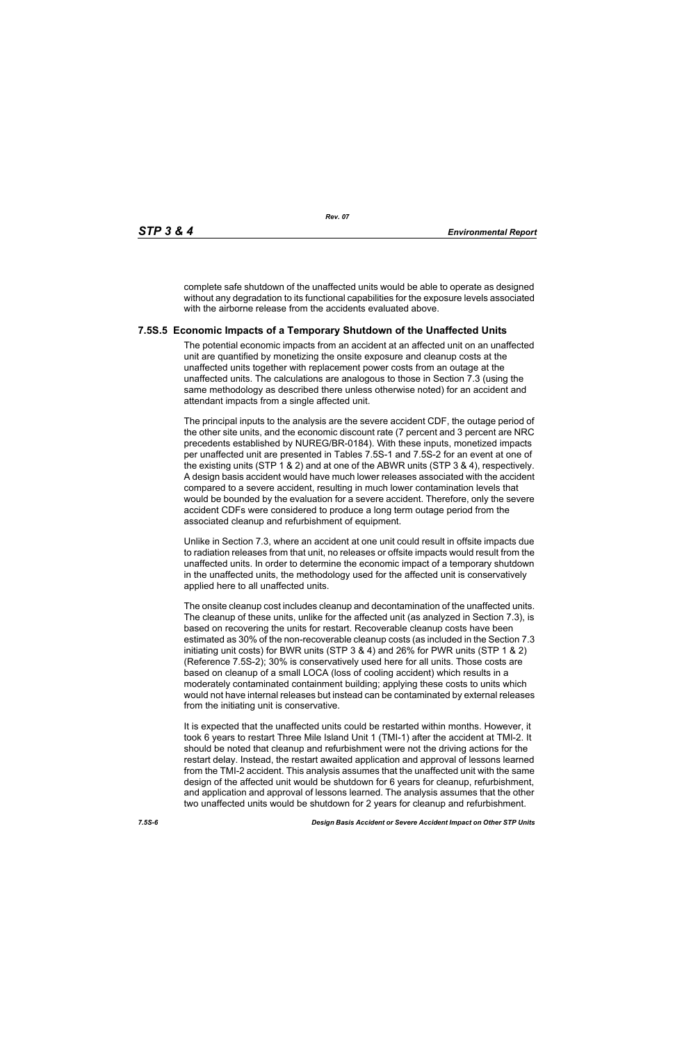complete safe shutdown of the unaffected units would be able to operate as designed without any degradation to its functional capabilities for the exposure levels associated with the airborne release from the accidents evaluated above.

## 7.5S.5 Economic Impacts of a Temporary Shutdown of the Unaffected Units

The potential economic impacts from an accident at an affected unit on an unaffected unit are quantified by monetizing the onsite exposure and cleanup costs at the unaffected units together with replacement power costs from an outage at the unaffected units. The calculations are analogous to those in Section 7.3 (using the same methodology as described there unless otherwise noted) for an accident and attendant impacts from a single affected unit.

The principal inputs to the analysis are the severe accident CDF, the outage period of the other site units, and the economic discount rate (7 percent and 3 percent are NRC precedents established by NUREG/BR-0184). With these inputs, monetized impacts per unaffected unit are presented in Tables 7.5S-1 and 7.5S-2 for an event at one of the existing units (STP 1 & 2) and at one of the ABWR units (STP 3 & 4), respectively. A design basis accident would have much lower releases associated with the accident compared to a severe accident, resulting in much lower contamination levels that would be bounded by the evaluation for a severe accident. Therefore, only the severe accident CDFs were considered to produce a long term outage period from the associated cleanup and refurbishment of equipment.

Unlike in Section 7.3, where an accident at one unit could result in offsite impacts due to radiation releases from that unit, no releases or offsite impacts would result from the unaffected units. In order to determine the economic impact of a temporary shutdown in the unaffected units, the methodology used for the affected unit is conservatively applied here to all unaffected units.

The onsite cleanup cost includes cleanup and decontamination of the unaffected units. The cleanup of these units, unlike for the affected unit (as analyzed in Section 7.3), is based on recovering the units for restart. Recoverable cleanup costs have been estimated as 30% of the non-recoverable cleanup costs (as included in the Section 7.3 initiating unit costs) for BWR units (STP 3 & 4) and 26% for PWR units (STP 1 & 2) (Reference 7.5S-2); 30% is conservatively used here for all units. Those costs are based on cleanup of a small LOCA (loss of cooling accident) which results in a moderately contaminated containment building; applying these costs to units which would not have internal releases but instead can be contaminated by external releases from the initiating unit is conservative.

It is expected that the unaffected units could be restarted within months. However, it took 6 years to restart Three Mile Island Unit 1 (TMI-1) after the accident at TMI-2. It should be noted that cleanup and refurbishment were not the driving actions for the restart delay. Instead, the restart awaited application and approval of lessons learned from the TMI-2 accident. This analysis assumes that the unaffected unit with the same design of the affected unit would be shutdown for 6 years for cleanup, refurbishment, and application and approval of lessons learned. The analysis assumes that the other two unaffected units would be shutdown for 2 years for cleanup and refurbishment.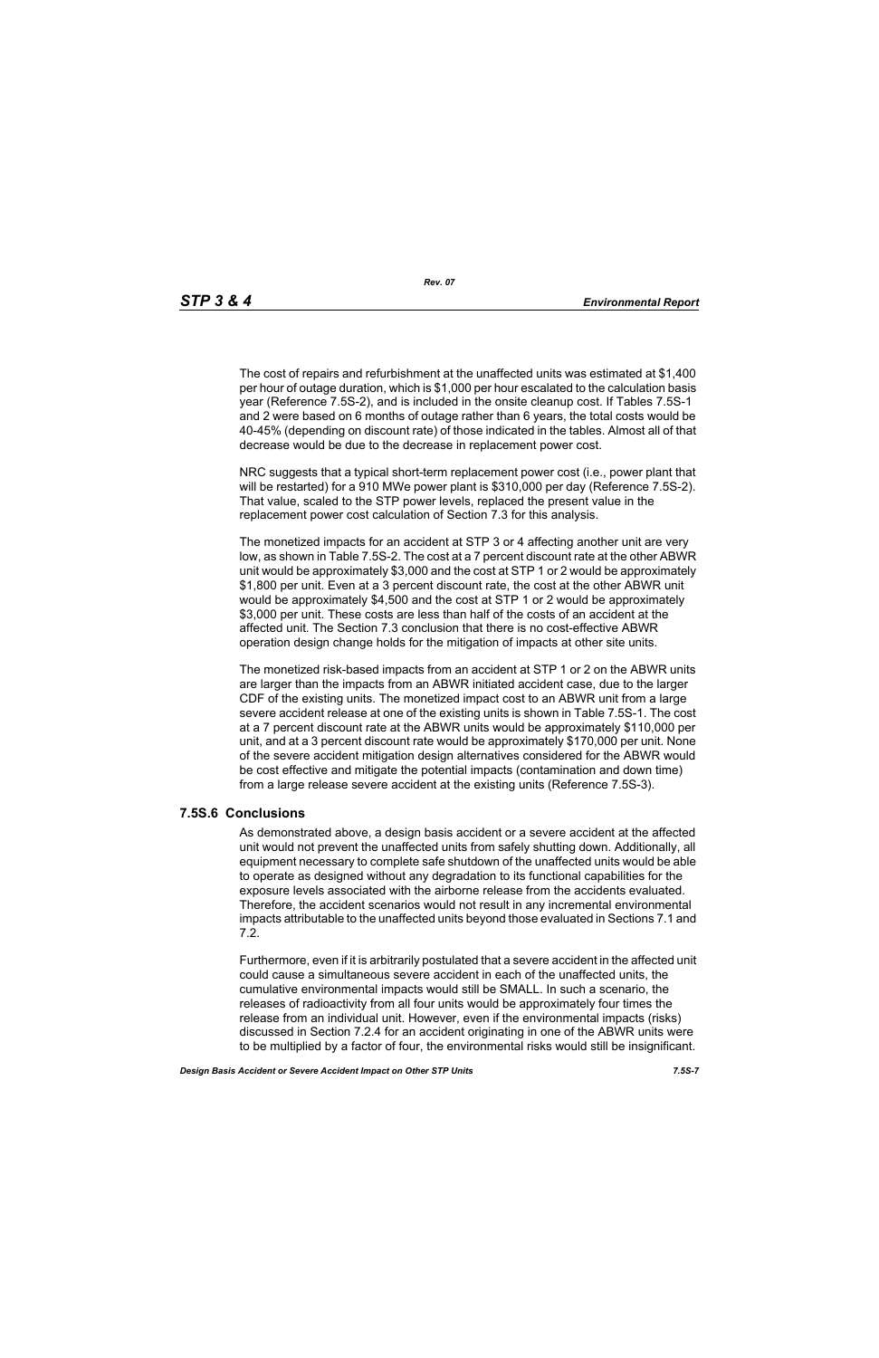The cost of repairs and refurbishment at the unaffected units was estimated at $1,400 per hour of outage duration, which is $1,000 per hour escalated to the calculation basis year (Reference 7.5S-2), and is included in the onsite cleanup cost. If Tables 7.5S-1 and 2 were based on 6 months of outage rather than 6 years, the total costs would be 40-45% (depending on discount rate) of those indicated in the tables. Almost all of that decrease would be due to the decrease in replacement power cost.

NRC suggests that a typical short-term replacement power cost (i.e., power plant that will be restarted) for a 910 MWe power plant is $310,000 per day (Reference 7.5S-2). That value, scaled to the STP power levels, replaced the present value in the replacement power cost calculation of Section 7.3 for this analysis.

The monetized impacts for an accident at STP 3 or 4 affecting another unit are very low, as shown in Table 7.5S-2. The cost at a 7 percent discount rate at the other ABWR unit would be approximately $3,000 and the cost at STP 1 or 2 would be approximately $1,800 per unit. Even at a 3 percent discount rate, the cost at the other ABWR unit would be approximately $4,500 and the cost at STP 1 or 2 would be approximately $3,000 per unit. These costs are less than half of the costs of an accident at the affected unit. The Section 7.3 conclusion that there is no cost-effective ABWR operation design change holds for the mitigation of impacts at other site units.

The monetized risk-based impacts from an accident at STP 1 or 2 on the ABWR units are larger than the impacts from an ABWR initiated accident case, due to the larger CDF of the existing units. The monetized impact cost to an ABWR unit from a large severe accident release at one of the existing units is shown in Table 7.5S-1. The cost at a 7 percent discount rate at the ABWR units would be approximately $110,000 per unit, and at a 3 percent discount rate would be approximately $170,000 per unit. None of the severe accident mitigation design alternatives considered for the ABWR would be cost effective and mitigate the potential impacts (contamination and down time) from a large release severe accident at the existing units (Reference 7.5S-3).

### 7.5S.6 Conclusions

As demonstrated above, a design basis accident or a severe accident at the affected unit would not prevent the unaffected units from safely shutting down. Additionally, all equipment necessary to complete safe shutdown of the unaffected units would be able to operate as designed without any degradation to its functional capabilities for the exposure levels associated with the airborne release from the accidents evaluated. Therefore, the accident scenarios would not result in any incremental environmental impacts attributable to the unaffected units beyond those evaluated in Sections 7.1 and 7.2.

Furthermore, even if it is arbitrarily postulated that a severe accident in the affected unit could cause a simultaneous severe accident in each of the unaffected units, the cumulative environmental impacts would still be SMALL. In such a scenario, the releases of radioactivity from all four units would be approximately four times the release from an individual unit. However, even if the environmental impacts (risks) discussed in Section 7.2.4 for an accident originating in one of the ABWR units were to be multiplied by a factor of four, the environmental risks would still be insignificant.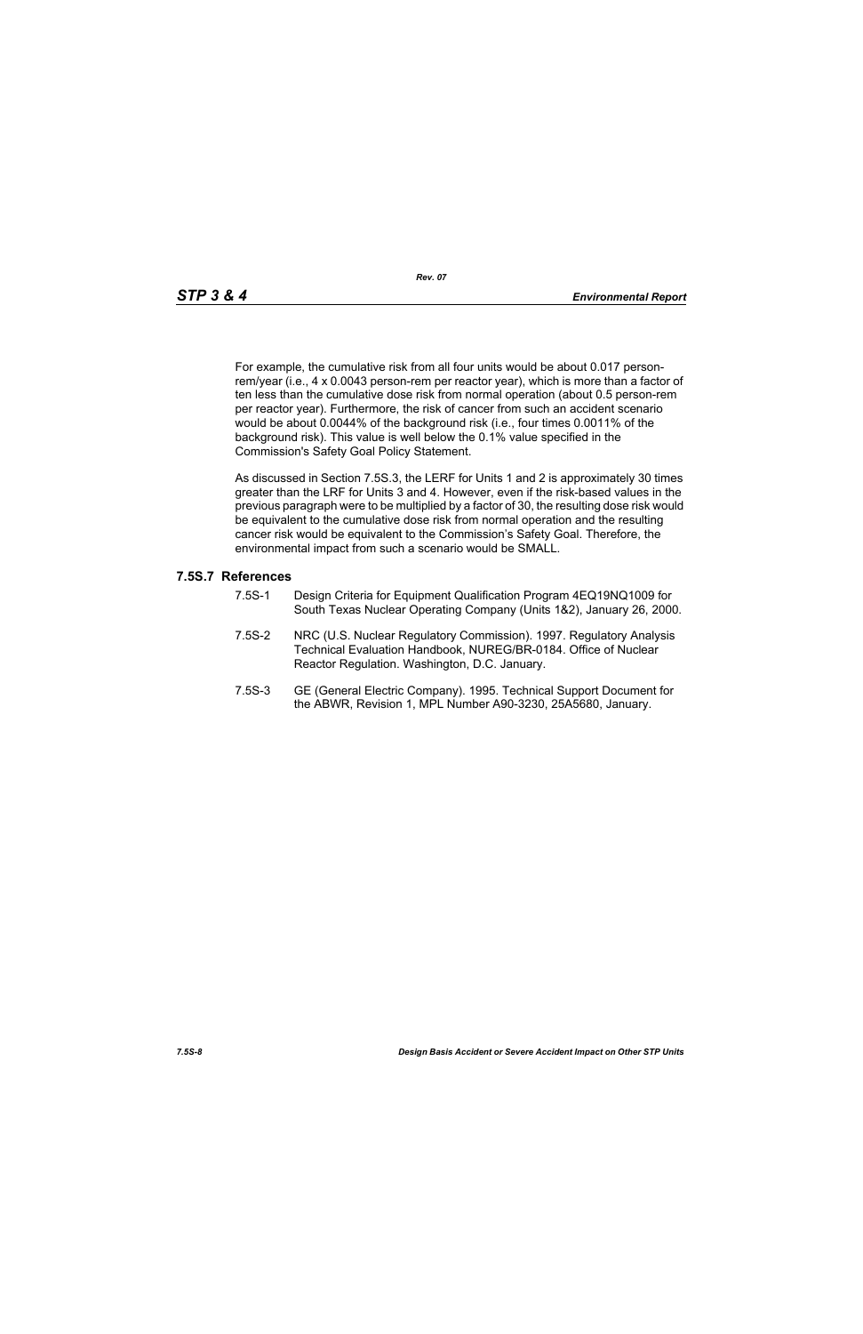For example, the cumulative risk from all four units would be about 0.017 person-rem/year (i.e., 4 x 0.0043 person-rem per reactor year), which is more than a factor of ten less than the cumulative dose risk from normal operation (about 0.5 person-rem per reactor year). Furthermore, the risk of cancer from such an accident scenario would be about 0.0044% of the background risk (i.e., four times 0.0011% of the background risk). This value is well below the 0.1% value specified in the Commission's Safety Goal Policy Statement.

As discussed in Section 7.5S.3, the LERF for Units 1 and 2 is approximately 30 times greater than the LRF for Units 3 and 4. However, even if the risk-based values in the previous paragraph were to be multiplied by a factor of 30, the resulting dose risk would be equivalent to the cumulative dose risk from normal operation and the resulting cancer risk would be equivalent to the Commission's Safety Goal. Therefore, the environmental impact from such a scenario would be SMALL.

## 7.5S.7 References

7.5S-1 Design Criteria for Equipment Qualification Program 4EQ19NQ1009 for South Texas Nuclear Operating Company (Units 1&2), January 26, 2000.

7.5S-2 NRC (U.S. Nuclear Regulatory Commission). 1997. Regulatory Analysis Technical Evaluation Handbook, NUREG/BR-0184. Office of Nuclear Reactor Regulation. Washington, D.C. January.

7.5S-3 GE (General Electric Company). 1995. Technical Support Document for the ABWR, Revision 1, MPL Number A90-3230, 25A5680, January.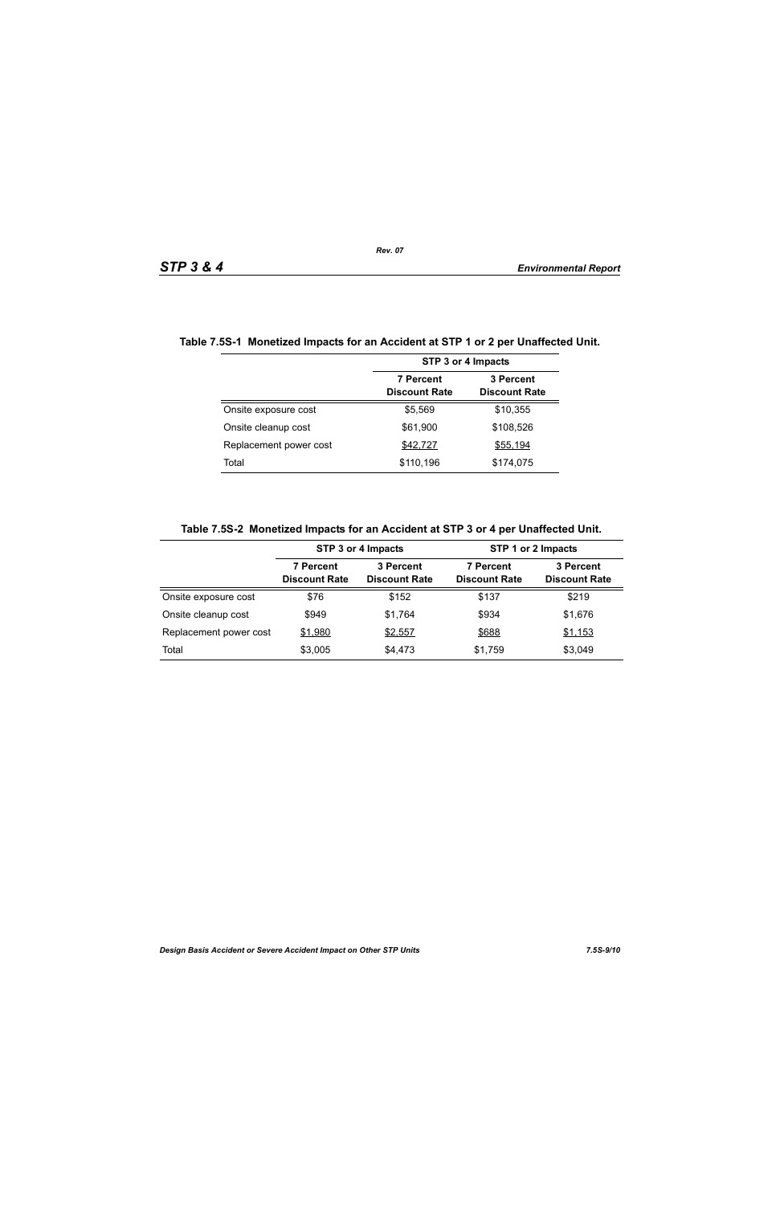**Table 7.5S-1 Monetized Impacts for an Accident at STP 1 or 2 per Unaffected Unit.**

| | STP 3 or 4 Impacts | |
|---|---|---|
| | 7 Percent Discount Rate | 3 Percent Discount Rate |
| Onsite exposure cost | $5,569 | $10,355 |
| Onsite cleanup cost | $61,900 | $108,526 |
| Replacement power cost | $42,727 | $55,194 |
| Total | $110,196 | $174,075 |

**Table 7.5S-2 Monetized Impacts for an Accident at STP 3 or 4 per Unaffected Unit.**

| | STP 3 or 4 Impacts | | STP 1 or 2 Impacts | |
|---|---|---|---|---|
| | 7 Percent Discount Rate | 3 Percent Discount Rate | 7 Percent Discount Rate | 3 Percent Discount Rate |
| Onsite exposure cost | $76 | $152 | $137 | $219 |
| Onsite cleanup cost | $949 | $1,764 | $934 | $1,676 |
| Replacement power cost | $1,980 | $2,557 | $688 | $1,153 |
| Total | $3,005 | $4,473 | $1,759 | $3,049 |